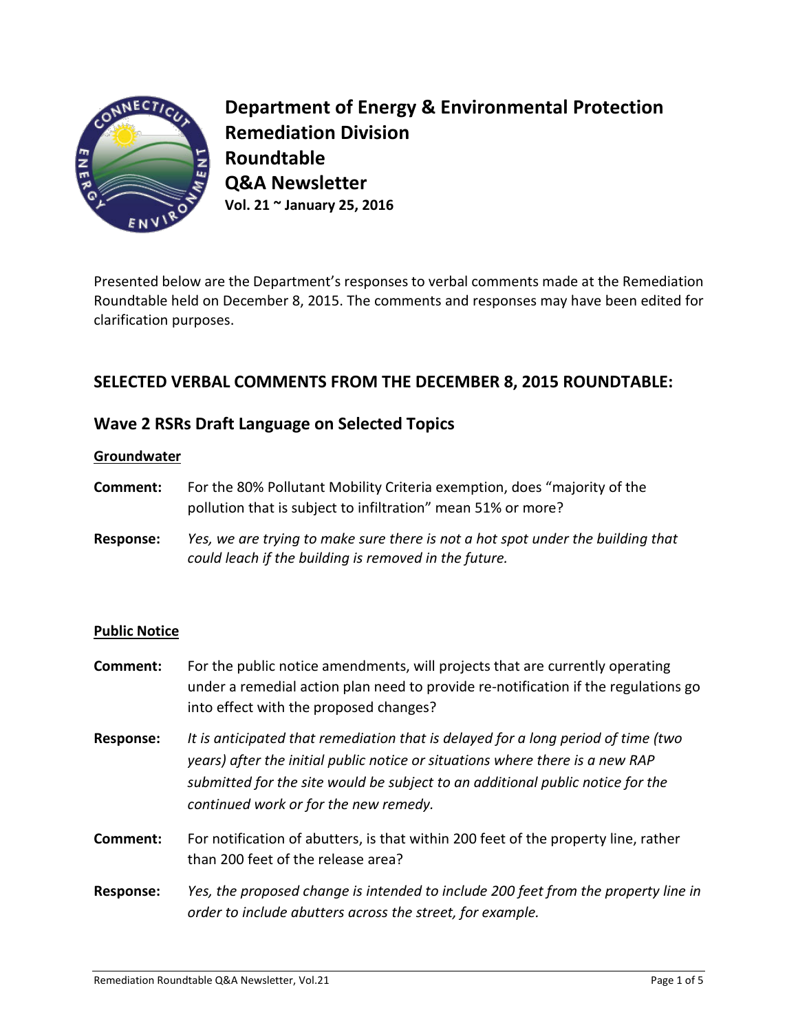# Department of Energy & Environmental Protection
## Remediation Division
## Roundtable
## Q&A Newsletter
**Vol. 21 ~ January 25, 2016**

Presented below are the Department's responses to verbal comments made at the Remediation Roundtable held on December 8, 2015. The comments and responses may have been edited for clarification purposes.

## SELECTED VERBAL COMMENTS FROM THE DECEMBER 8, 2015 ROUNDTABLE:

### Wave 2 RSRs Draft Language on Selected Topics

**Groundwater**

**Comment:** For the 80% Pollutant Mobility Criteria exemption, does "majority of the pollution that is subject to infiltration" mean 51% or more?

**Response:** *Yes, we are trying to make sure there is not a hot spot under the building that could leach if the building is removed in the future.*

**Public Notice**

**Comment:** For the public notice amendments, will projects that are currently operating under a remedial action plan need to provide re-notification if the regulations go into effect with the proposed changes?

**Response:** *It is anticipated that remediation that is delayed for a long period of time (two years) after the initial public notice or situations where there is a new RAP submitted for the site would be subject to an additional public notice for the continued work or for the new remedy.*

**Comment:** For notification of abutters, is that within 200 feet of the property line, rather than 200 feet of the release area?

**Response:** *Yes, the proposed change is intended to include 200 feet from the property line in order to include abutters across the street, for example.*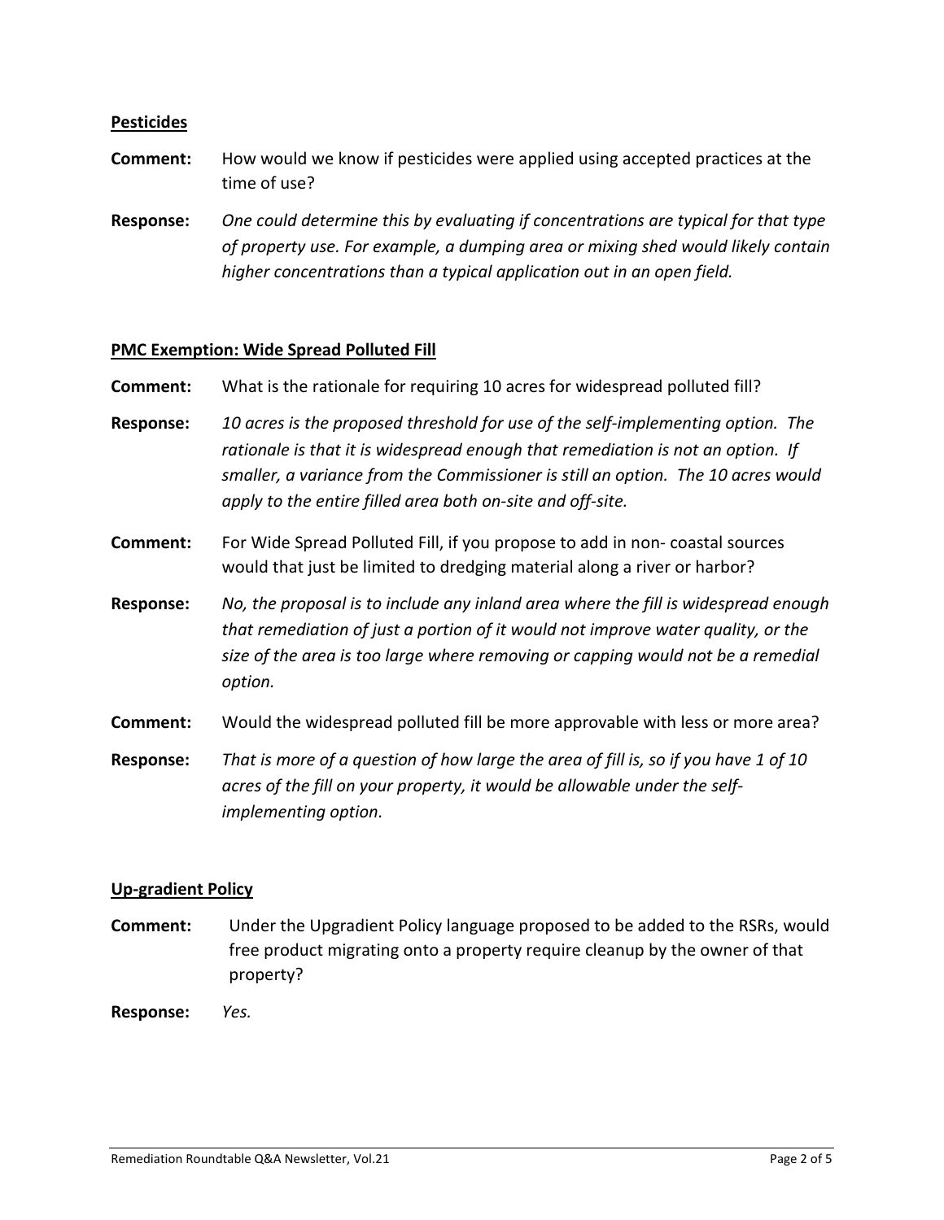**Pesticides**

**Comment:** How would we know if pesticides were applied using accepted practices at the time of use?

**Response:** *One could determine this by evaluating if concentrations are typical for that type of property use. For example, a dumping area or mixing shed would likely contain higher concentrations than a typical application out in an open field.*

**PMC Exemption: Wide Spread Polluted Fill**

**Comment:** What is the rationale for requiring 10 acres for widespread polluted fill?

**Response:** *10 acres is the proposed threshold for use of the self-implementing option. The rationale is that it is widespread enough that remediation is not an option. If smaller, a variance from the Commissioner is still an option. The 10 acres would apply to the entire filled area both on-site and off-site.*

**Comment:** For Wide Spread Polluted Fill, if you propose to add in non- coastal sources would that just be limited to dredging material along a river or harbor?

**Response:** *No, the proposal is to include any inland area where the fill is widespread enough that remediation of just a portion of it would not improve water quality, or the size of the area is too large where removing or capping would not be a remedial option.*

**Comment:** Would the widespread polluted fill be more approvable with less or more area?

**Response:** *That is more of a question of how large the area of fill is, so if you have 1 of 10 acres of the fill on your property, it would be allowable under the self-implementing option.*

**Up-gradient Policy**

**Comment:** Under the Upgradient Policy language proposed to be added to the RSRs, would free product migrating onto a property require cleanup by the owner of that property?

**Response:** *Yes.*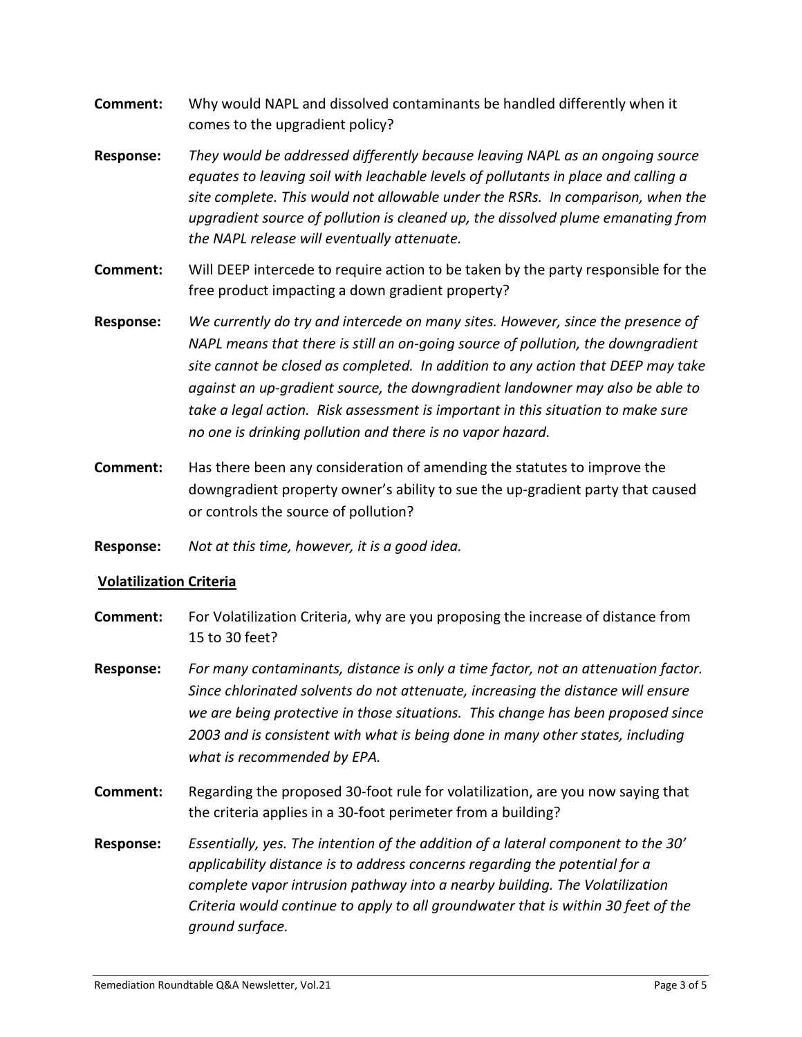**Comment:** Why would NAPL and dissolved contaminants be handled differently when it comes to the upgradient policy?

**Response:** *They would be addressed differently because leaving NAPL as an ongoing source equates to leaving soil with leachable levels of pollutants in place and calling a site complete. This would not allowable under the RSRs. In comparison, when the upgradient source of pollution is cleaned up, the dissolved plume emanating from the NAPL release will eventually attenuate.*

**Comment:** Will DEEP intercede to require action to be taken by the party responsible for the free product impacting a down gradient property?

**Response:** *We currently do try and intercede on many sites. However, since the presence of NAPL means that there is still an on-going source of pollution, the downgradient site cannot be closed as completed. In addition to any action that DEEP may take against an up-gradient source, the downgradient landowner may also be able to take a legal action. Risk assessment is important in this situation to make sure no one is drinking pollution and there is no vapor hazard.*

**Comment:** Has there been any consideration of amending the statutes to improve the downgradient property owner's ability to sue the up-gradient party that caused or controls the source of pollution?

**Response:** *Not at this time, however, it is a good idea.*

## Volatilization Criteria

**Comment:** For Volatilization Criteria, why are you proposing the increase of distance from 15 to 30 feet?

**Response:** *For many contaminants, distance is only a time factor, not an attenuation factor. Since chlorinated solvents do not attenuate, increasing the distance will ensure we are being protective in those situations. This change has been proposed since 2003 and is consistent with what is being done in many other states, including what is recommended by EPA.*

**Comment:** Regarding the proposed 30-foot rule for volatilization, are you now saying that the criteria applies in a 30-foot perimeter from a building?

**Response:** *Essentially, yes. The intention of the addition of a lateral component to the 30' applicability distance is to address concerns regarding the potential for a complete vapor intrusion pathway into a nearby building. The Volatilization Criteria would continue to apply to all groundwater that is within 30 feet of the ground surface.*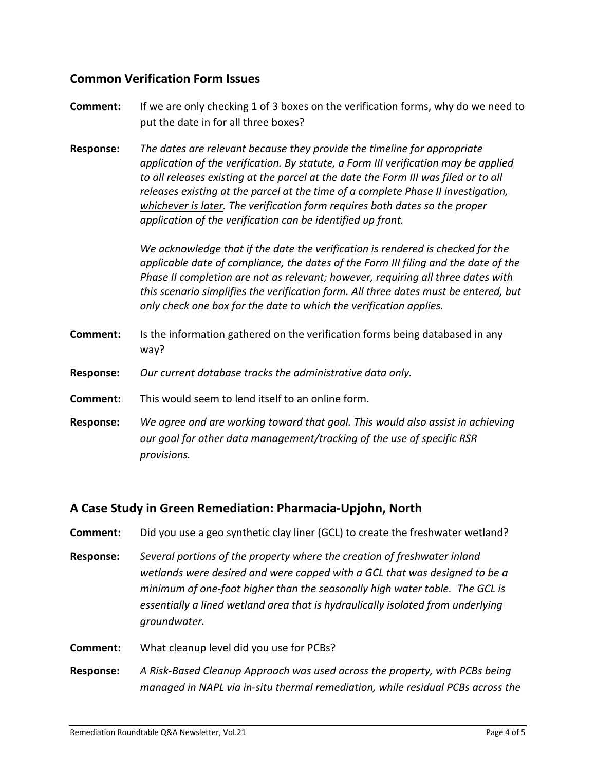## Common Verification Form Issues

**Comment:** If we are only checking 1 of 3 boxes on the verification forms, why do we need to put the date in for all three boxes?

**Response:** *The dates are relevant because they provide the timeline for appropriate application of the verification. By statute, a Form III verification may be applied to all releases existing at the parcel at the date the Form III was filed or to all releases existing at the parcel at the time of a complete Phase II investigation, whichever is later. The verification form requires both dates so the proper application of the verification can be identified up front.*

*We acknowledge that if the date the verification is rendered is checked for the applicable date of compliance, the dates of the Form III filing and the date of the Phase II completion are not as relevant; however, requiring all three dates with this scenario simplifies the verification form. All three dates must be entered, but only check one box for the date to which the verification applies.*

**Comment:** Is the information gathered on the verification forms being databased in any way?

**Response:** *Our current database tracks the administrative data only.*

**Comment:** This would seem to lend itself to an online form.

**Response:** *We agree and are working toward that goal. This would also assist in achieving our goal for other data management/tracking of the use of specific RSR provisions.*

## A Case Study in Green Remediation: Pharmacia-Upjohn, North

**Comment:** Did you use a geo synthetic clay liner (GCL) to create the freshwater wetland?

**Response:** *Several portions of the property where the creation of freshwater inland wetlands were desired and were capped with a GCL that was designed to be a minimum of one-foot higher than the seasonally high water table. The GCL is essentially a lined wetland area that is hydraulically isolated from underlying groundwater.*

**Comment:** What cleanup level did you use for PCBs?

**Response:** *A Risk-Based Cleanup Approach was used across the property, with PCBs being managed in NAPL via in-situ thermal remediation, while residual PCBs across the*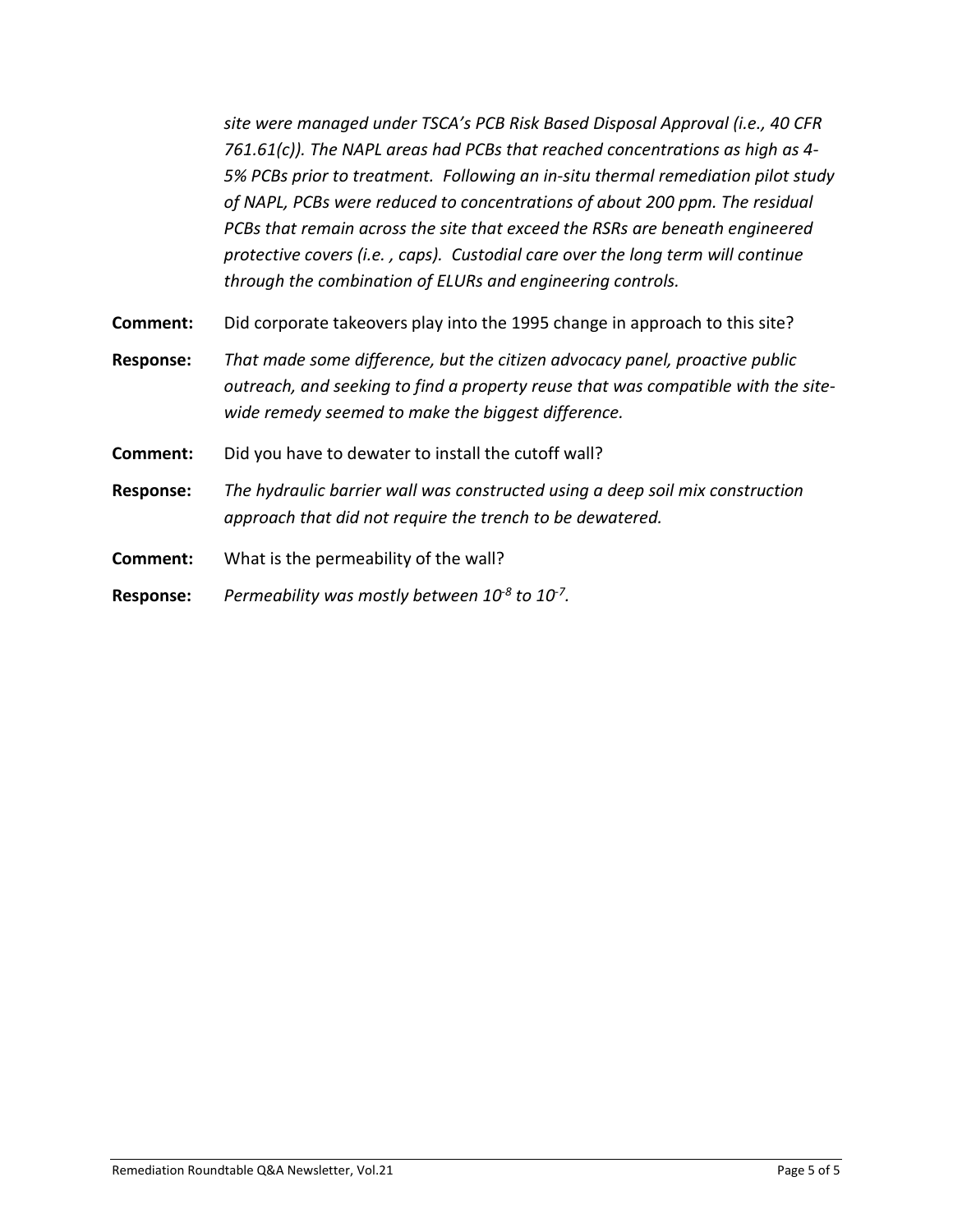*site were managed under TSCA's PCB Risk Based Disposal Approval (i.e., 40 CFR 761.61(c)). The NAPL areas had PCBs that reached concentrations as high as 4-5% PCBs prior to treatment. Following an in-situ thermal remediation pilot study of NAPL, PCBs were reduced to concentrations of about 200 ppm. The residual PCBs that remain across the site that exceed the RSRs are beneath engineered protective covers (i.e. , caps). Custodial care over the long term will continue through the combination of ELURs and engineering controls.*

**Comment:** Did corporate takeovers play into the 1995 change in approach to this site?

**Response:** *That made some difference, but the citizen advocacy panel, proactive public outreach, and seeking to find a property reuse that was compatible with the site-wide remedy seemed to make the biggest difference.*

**Comment:** Did you have to dewater to install the cutoff wall?

**Response:** *The hydraulic barrier wall was constructed using a deep soil mix construction approach that did not require the trench to be dewatered.*

**Comment:** What is the permeability of the wall?

**Response:** *Permeability was mostly between $10^{-8}$ to $10^{-7}$.*